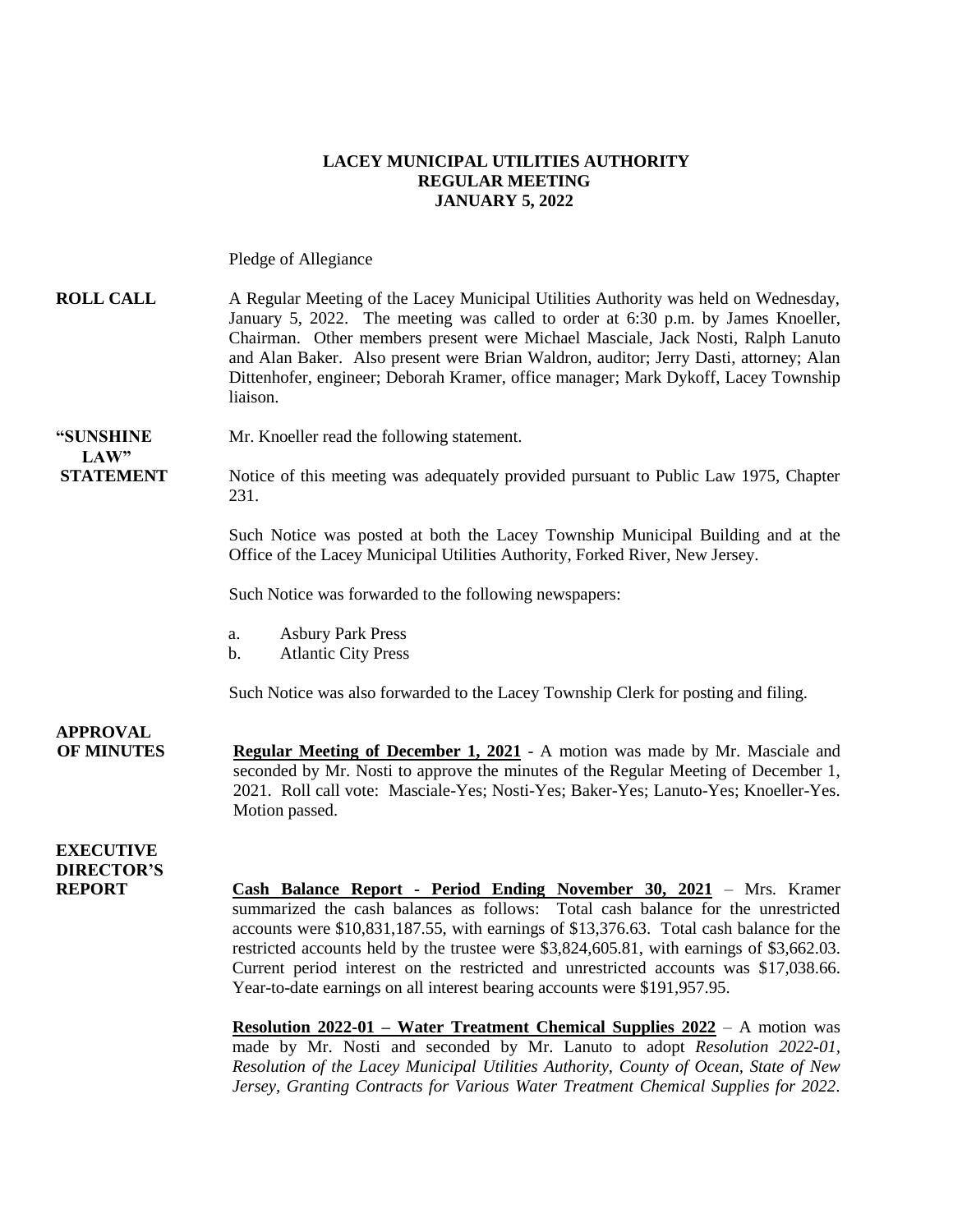**LACEY MUNICIPAL UTILITIES AUTHORITY**
**REGULAR MEETING**
**JANUARY 5, 2022**

Pledge of Allegiance

**ROLL CALL** A Regular Meeting of the Lacey Municipal Utilities Authority was held on Wednesday, January 5, 2022. The meeting was called to order at 6:30 p.m. by James Knoeller, Chairman. Other members present were Michael Masciale, Jack Nosti, Ralph Lanuto and Alan Baker. Also present were Brian Waldron, auditor; Jerry Dasti, attorney; Alan Dittenhofer, engineer; Deborah Kramer, office manager; Mark Dykoff, Lacey Township liaison.

**"SUNSHINE LAW" STATEMENT** Mr. Knoeller read the following statement.

Notice of this meeting was adequately provided pursuant to Public Law 1975, Chapter 231.

Such Notice was posted at both the Lacey Township Municipal Building and at the Office of the Lacey Municipal Utilities Authority, Forked River, New Jersey.

Such Notice was forwarded to the following newspapers:

a. Asbury Park Press
b. Atlantic City Press

Such Notice was also forwarded to the Lacey Township Clerk for posting and filing.

**APPROVAL OF MINUTES** **Regular Meeting of December 1, 2021** - A motion was made by Mr. Masciale and seconded by Mr. Nosti to approve the minutes of the Regular Meeting of December 1, 2021. Roll call vote: Masciale-Yes; Nosti-Yes; Baker-Yes; Lanuto-Yes; Knoeller-Yes. Motion passed.

**EXECUTIVE DIRECTOR'S REPORT** **Cash Balance Report - Period Ending November 30, 2021** – Mrs. Kramer summarized the cash balances as follows: Total cash balance for the unrestricted accounts were $10,831,187.55, with earnings of $13,376.63. Total cash balance for the restricted accounts held by the trustee were $3,824,605.81, with earnings of $3,662.03. Current period interest on the restricted and unrestricted accounts was $17,038.66. Year-to-date earnings on all interest bearing accounts were $191,957.95.

**Resolution 2022-01 – Water Treatment Chemical Supplies 2022** – A motion was made by Mr. Nosti and seconded by Mr. Lanuto to adopt *Resolution 2022-01, Resolution of the Lacey Municipal Utilities Authority, County of Ocean, State of New Jersey, Granting Contracts for Various Water Treatment Chemical Supplies for 2022*.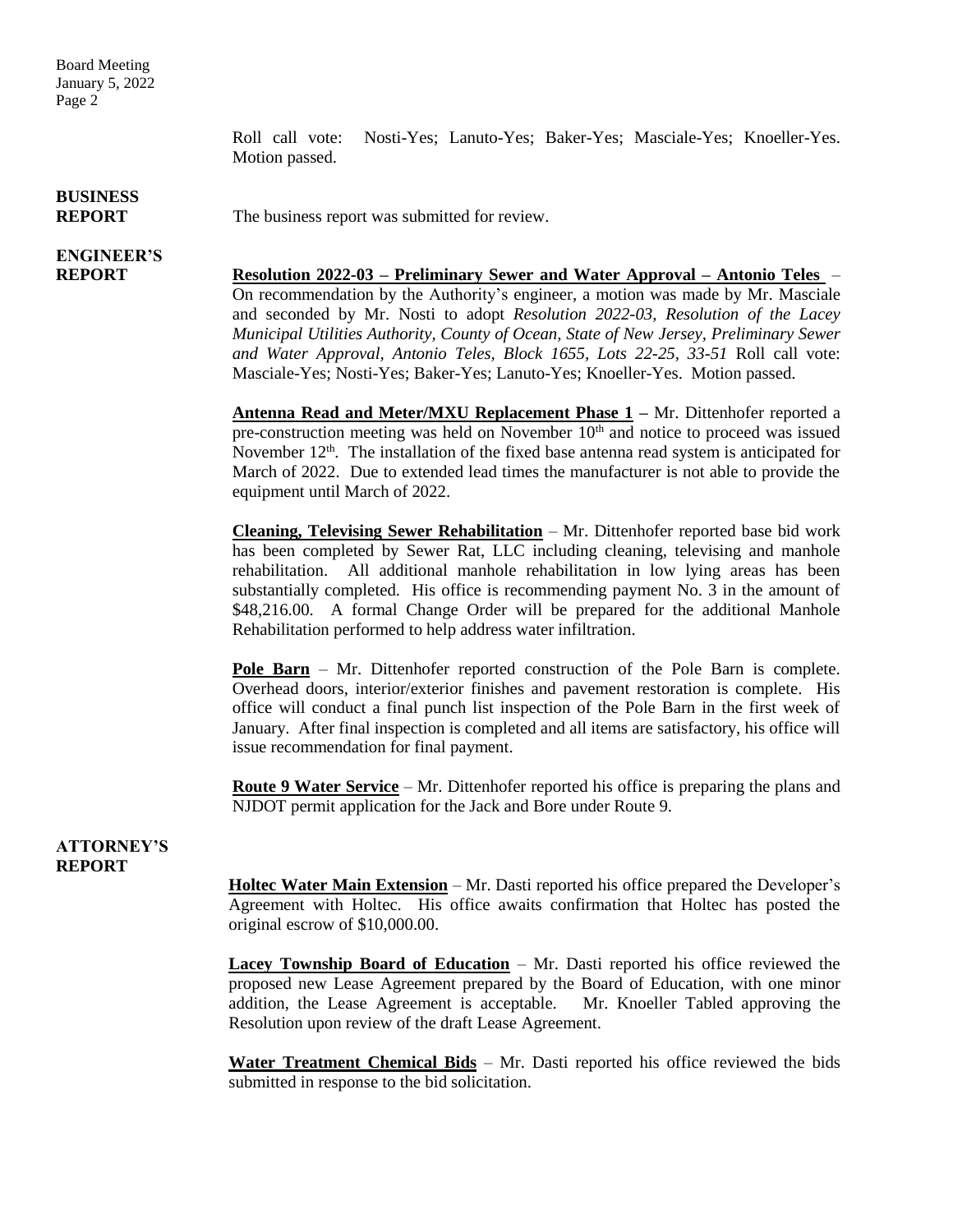Roll call vote: Nosti-Yes; Lanuto-Yes; Baker-Yes; Masciale-Yes; Knoeller-Yes. Motion passed.

**BUSINESS REPORT**

The business report was submitted for review.

**ENGINEER'S REPORT**

**Resolution 2022-03 – Preliminary Sewer and Water Approval – Antonio Teles** – On recommendation by the Authority's engineer, a motion was made by Mr. Masciale and seconded by Mr. Nosti to adopt *Resolution 2022-03, Resolution of the Lacey Municipal Utilities Authority, County of Ocean, State of New Jersey, Preliminary Sewer and Water Approval, Antonio Teles, Block 1655, Lots 22-25, 33-51* Roll call vote: Masciale-Yes; Nosti-Yes; Baker-Yes; Lanuto-Yes; Knoeller-Yes. Motion passed.

**Antenna Read and Meter/MXU Replacement Phase 1** – Mr. Dittenhofer reported a pre-construction meeting was held on November 10th and notice to proceed was issued November 12th. The installation of the fixed base antenna read system is anticipated for March of 2022. Due to extended lead times the manufacturer is not able to provide the equipment until March of 2022.

**Cleaning, Televising Sewer Rehabilitation** – Mr. Dittenhofer reported base bid work has been completed by Sewer Rat, LLC including cleaning, televising and manhole rehabilitation. All additional manhole rehabilitation in low lying areas has been substantially completed. His office is recommending payment No. 3 in the amount of $48,216.00. A formal Change Order will be prepared for the additional Manhole Rehabilitation performed to help address water infiltration.

**Pole Barn** – Mr. Dittenhofer reported construction of the Pole Barn is complete. Overhead doors, interior/exterior finishes and pavement restoration is complete. His office will conduct a final punch list inspection of the Pole Barn in the first week of January. After final inspection is completed and all items are satisfactory, his office will issue recommendation for final payment.

**Route 9 Water Service** – Mr. Dittenhofer reported his office is preparing the plans and NJDOT permit application for the Jack and Bore under Route 9.

**ATTORNEY'S REPORT**

**Holtec Water Main Extension** – Mr. Dasti reported his office prepared the Developer's Agreement with Holtec. His office awaits confirmation that Holtec has posted the original escrow of $10,000.00.

**Lacey Township Board of Education** – Mr. Dasti reported his office reviewed the proposed new Lease Agreement prepared by the Board of Education, with one minor addition, the Lease Agreement is acceptable. Mr. Knoeller Tabled approving the Resolution upon review of the draft Lease Agreement.

**Water Treatment Chemical Bids** – Mr. Dasti reported his office reviewed the bids submitted in response to the bid solicitation.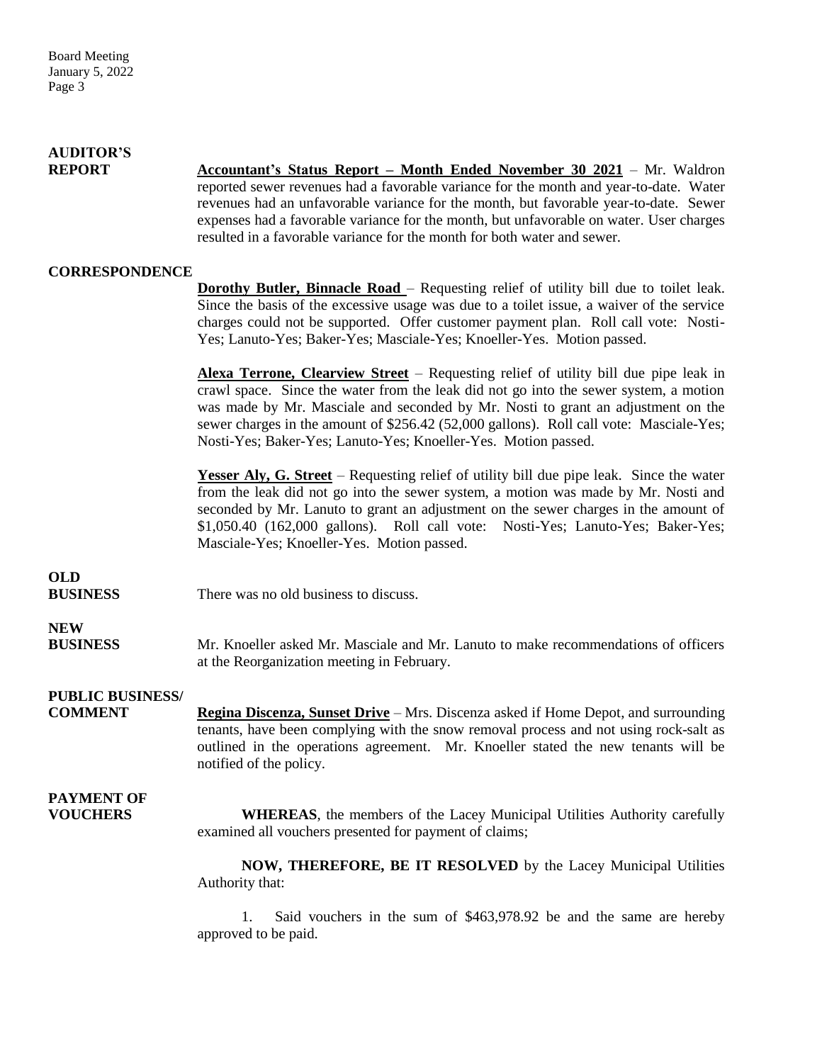**AUDITOR'S REPORT**

**Accountant's Status Report – Month Ended November 30 2021** – Mr. Waldron reported sewer revenues had a favorable variance for the month and year-to-date. Water revenues had an unfavorable variance for the month, but favorable year-to-date. Sewer expenses had a favorable variance for the month, but unfavorable on water. User charges resulted in a favorable variance for the month for both water and sewer.

**CORRESPONDENCE**

**Dorothy Butler, Binnacle Road** – Requesting relief of utility bill due to toilet leak. Since the basis of the excessive usage was due to a toilet issue, a waiver of the service charges could not be supported. Offer customer payment plan. Roll call vote: Nosti-Yes; Lanuto-Yes; Baker-Yes; Masciale-Yes; Knoeller-Yes. Motion passed.

**Alexa Terrone, Clearview Street** – Requesting relief of utility bill due pipe leak in crawl space. Since the water from the leak did not go into the sewer system, a motion was made by Mr. Masciale and seconded by Mr. Nosti to grant an adjustment on the sewer charges in the amount of $256.42 (52,000 gallons). Roll call vote: Masciale-Yes; Nosti-Yes; Baker-Yes; Lanuto-Yes; Knoeller-Yes. Motion passed.

**Yesser Aly, G. Street** – Requesting relief of utility bill due pipe leak. Since the water from the leak did not go into the sewer system, a motion was made by Mr. Nosti and seconded by Mr. Lanuto to grant an adjustment on the sewer charges in the amount of $1,050.40 (162,000 gallons). Roll call vote: Nosti-Yes; Lanuto-Yes; Baker-Yes; Masciale-Yes; Knoeller-Yes. Motion passed.

**OLD BUSINESS**

There was no old business to discuss.

**NEW BUSINESS**

Mr. Knoeller asked Mr. Masciale and Mr. Lanuto to make recommendations of officers at the Reorganization meeting in February.

**PUBLIC BUSINESS/ COMMENT**

**Regina Discenza, Sunset Drive** – Mrs. Discenza asked if Home Depot, and surrounding tenants, have been complying with the snow removal process and not using rock-salt as outlined in the operations agreement. Mr. Knoeller stated the new tenants will be notified of the policy.

**PAYMENT OF VOUCHERS**

**WHEREAS**, the members of the Lacey Municipal Utilities Authority carefully examined all vouchers presented for payment of claims;

**NOW, THEREFORE, BE IT RESOLVED** by the Lacey Municipal Utilities Authority that:

1. Said vouchers in the sum of $463,978.92 be and the same are hereby approved to be paid.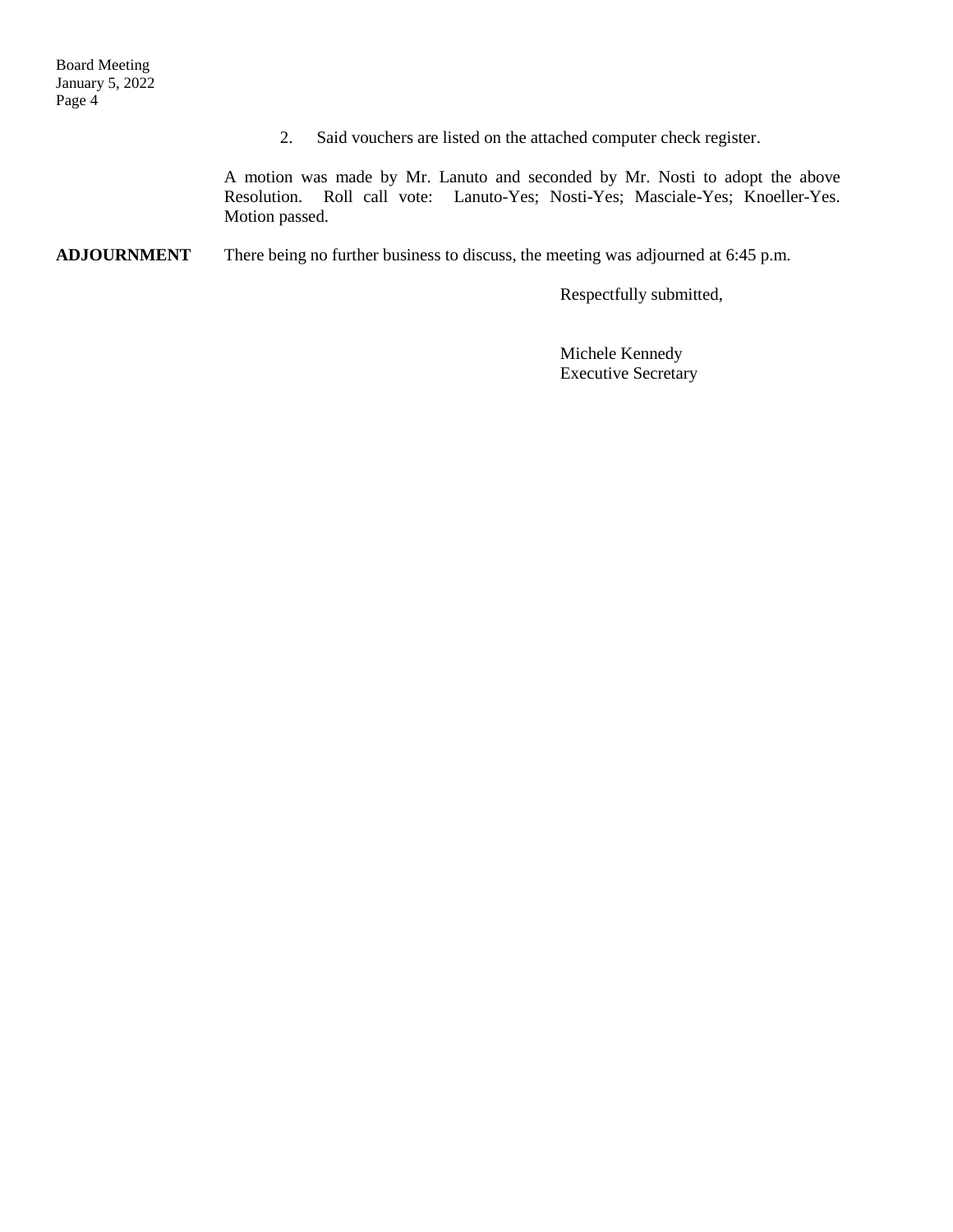2. Said vouchers are listed on the attached computer check register.

A motion was made by Mr. Lanuto and seconded by Mr. Nosti to adopt the above Resolution. Roll call vote: Lanuto-Yes; Nosti-Yes; Masciale-Yes; Knoeller-Yes. Motion passed.

**ADJOURNMENT** There being no further business to discuss, the meeting was adjourned at 6:45 p.m.

Respectfully submitted,

Michele Kennedy
Executive Secretary